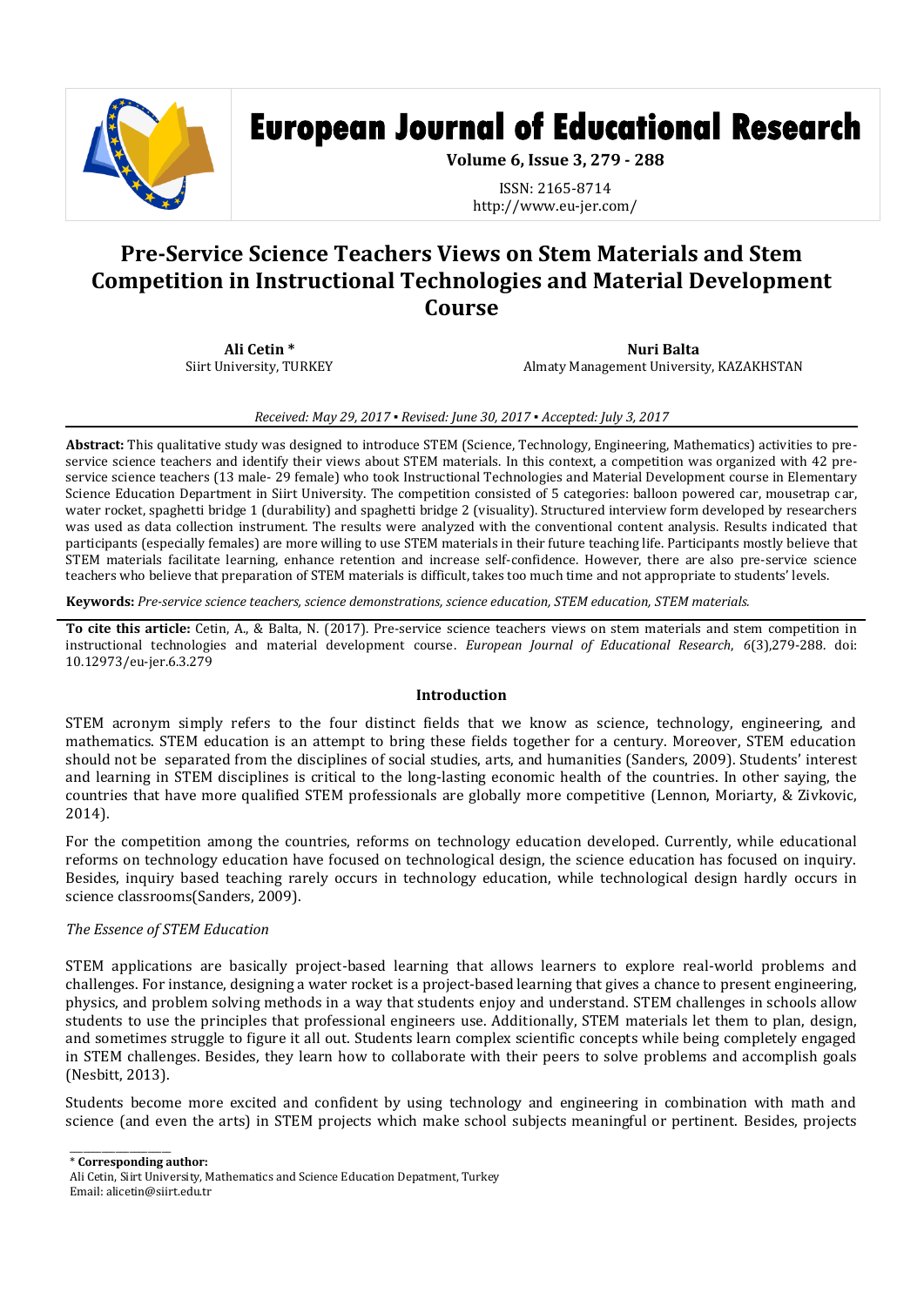# European Journal of Educational Research

**Volume 6, Issue 3, 279 - 288**

ISSN: 2165-8714
http://www.eu-jer.com/

# Pre-Service Science Teachers Views on Stem Materials and Stem Competition in Instructional Technologies and Material Development Course

**Ali Cetin \***
Siirt University, TURKEY

**Nuri Balta**
Almaty Management University, KAZAKHSTAN

*Received: May 29, 2017 ▪ Revised: June 30, 2017 ▪ Accepted: July 3, 2017*

**Abstract:** This qualitative study was designed to introduce STEM (Science, Technology, Engineering, Mathematics) activities to pre-service science teachers and identify their views about STEM materials. In this context, a competition was organized with 42 pre-service science teachers (13 male- 29 female) who took Instructional Technologies and Material Development course in Elementary Science Education Department in Siirt University. The competition consisted of 5 categories: balloon powered car, mousetrap car, water rocket, spaghetti bridge 1 (durability) and spaghetti bridge 2 (visuality). Structured interview form developed by researchers was used as data collection instrument. The results were analyzed with the conventional content analysis. Results indicated that participants (especially females) are more willing to use STEM materials in their future teaching life. Participants mostly believe that STEM materials facilitate learning, enhance retention and increase self-confidence. However, there are also pre-service science teachers who believe that preparation of STEM materials is difficult, takes too much time and not appropriate to students' levels.

**Keywords:** *Pre-service science teachers, science demonstrations, science education, STEM education, STEM materials.*

**To cite this article:** Cetin, A., & Balta, N. (2017). Pre-service science teachers views on stem materials and stem competition in instructional technologies and material development course. *European Journal of Educational Research*, *6*(3),279-288. doi: 10.12973/eu-jer.6.3.279

## Introduction

STEM acronym simply refers to the four distinct fields that we know as science, technology, engineering, and mathematics. STEM education is an attempt to bring these fields together for a century. Moreover, STEM education should not be separated from the disciplines of social studies, arts, and humanities (Sanders, 2009). Students' interest and learning in STEM disciplines is critical to the long-lasting economic health of the countries. In other saying, the countries that have more qualified STEM professionals are globally more competitive (Lennon, Moriarty, & Zivkovic, 2014).

For the competition among the countries, reforms on technology education developed. Currently, while educational reforms on technology education have focused on technological design, the science education has focused on inquiry. Besides, inquiry based teaching rarely occurs in technology education, while technological design hardly occurs in science classrooms(Sanders, 2009).

*The Essence of STEM Education*

STEM applications are basically project-based learning that allows learners to explore real-world problems and challenges. For instance, designing a water rocket is a project-based learning that gives a chance to present engineering, physics, and problem solving methods in a way that students enjoy and understand. STEM challenges in schools allow students to use the principles that professional engineers use. Additionally, STEM materials let them to plan, design, and sometimes struggle to figure it all out. Students learn complex scientific concepts while being completely engaged in STEM challenges. Besides, they learn how to collaborate with their peers to solve problems and accomplish goals (Nesbitt, 2013).

Students become more excited and confident by using technology and engineering in combination with math and science (and even the arts) in STEM projects which make school subjects meaningful or pertinent. Besides, projects

\* **Corresponding author:**
Ali Cetin, Siirt University, Mathematics and Science Education Depatment, Turkey
Email: alicetin@siirt.edu.tr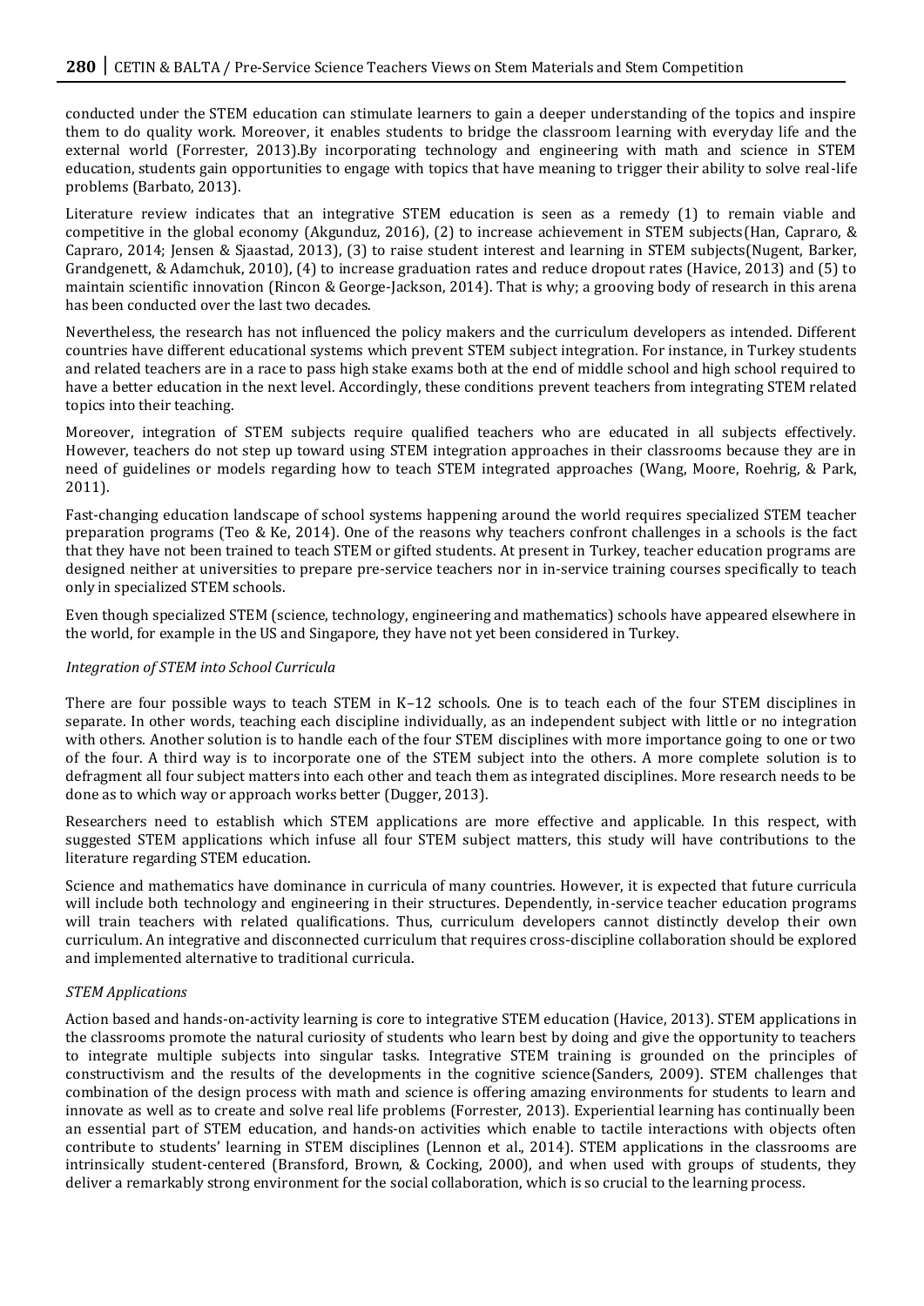conducted under the STEM education can stimulate learners to gain a deeper understanding of the topics and inspire them to do quality work. Moreover, it enables students to bridge the classroom learning with everyday life and the external world (Forrester, 2013).By incorporating technology and engineering with math and science in STEM education, students gain opportunities to engage with topics that have meaning to trigger their ability to solve real-life problems (Barbato, 2013).

Literature review indicates that an integrative STEM education is seen as a remedy (1) to remain viable and competitive in the global economy (Akgunduz, 2016), (2) to increase achievement in STEM subjects(Han, Capraro, & Capraro, 2014; Jensen & Sjaastad, 2013), (3) to raise student interest and learning in STEM subjects(Nugent, Barker, Grandgenett, & Adamchuk, 2010), (4) to increase graduation rates and reduce dropout rates (Havice, 2013) and (5) to maintain scientific innovation (Rincon & George-Jackson, 2014). That is why; a grooving body of research in this arena has been conducted over the last two decades.

Nevertheless, the research has not influenced the policy makers and the curriculum developers as intended. Different countries have different educational systems which prevent STEM subject integration. For instance, in Turkey students and related teachers are in a race to pass high stake exams both at the end of middle school and high school required to have a better education in the next level. Accordingly, these conditions prevent teachers from integrating STEM related topics into their teaching.

Moreover, integration of STEM subjects require qualified teachers who are educated in all subjects effectively. However, teachers do not step up toward using STEM integration approaches in their classrooms because they are in need of guidelines or models regarding how to teach STEM integrated approaches (Wang, Moore, Roehrig, & Park, 2011).

Fast-changing education landscape of school systems happening around the world requires specialized STEM teacher preparation programs (Teo & Ke, 2014). One of the reasons why teachers confront challenges in a schools is the fact that they have not been trained to teach STEM or gifted students. At present in Turkey, teacher education programs are designed neither at universities to prepare pre-service teachers nor in in-service training courses specifically to teach only in specialized STEM schools.

Even though specialized STEM (science, technology, engineering and mathematics) schools have appeared elsewhere in the world, for example in the US and Singapore, they have not yet been considered in Turkey.

*Integration of STEM into School Curricula*

There are four possible ways to teach STEM in K–12 schools. One is to teach each of the four STEM disciplines in separate. In other words, teaching each discipline individually, as an independent subject with little or no integration with others. Another solution is to handle each of the four STEM disciplines with more importance going to one or two of the four. A third way is to incorporate one of the STEM subject into the others. A more complete solution is to defragment all four subject matters into each other and teach them as integrated disciplines. More research needs to be done as to which way or approach works better (Dugger, 2013).

Researchers need to establish which STEM applications are more effective and applicable. In this respect, with suggested STEM applications which infuse all four STEM subject matters, this study will have contributions to the literature regarding STEM education.

Science and mathematics have dominance in curricula of many countries. However, it is expected that future curricula will include both technology and engineering in their structures. Dependently, in-service teacher education programs will train teachers with related qualifications. Thus, curriculum developers cannot distinctly develop their own curriculum. An integrative and disconnected curriculum that requires cross-discipline collaboration should be explored and implemented alternative to traditional curricula.

*STEM Applications*

Action based and hands-on-activity learning is core to integrative STEM education (Havice, 2013). STEM applications in the classrooms promote the natural curiosity of students who learn best by doing and give the opportunity to teachers to integrate multiple subjects into singular tasks. Integrative STEM training is grounded on the principles of constructivism and the results of the developments in the cognitive science(Sanders, 2009). STEM challenges that combination of the design process with math and science is offering amazing environments for students to learn and innovate as well as to create and solve real life problems (Forrester, 2013). Experiential learning has continually been an essential part of STEM education, and hands-on activities which enable to tactile interactions with objects often contribute to students' learning in STEM disciplines (Lennon et al., 2014). STEM applications in the classrooms are intrinsically student-centered (Bransford, Brown, & Cocking, 2000), and when used with groups of students, they deliver a remarkably strong environment for the social collaboration, which is so crucial to the learning process.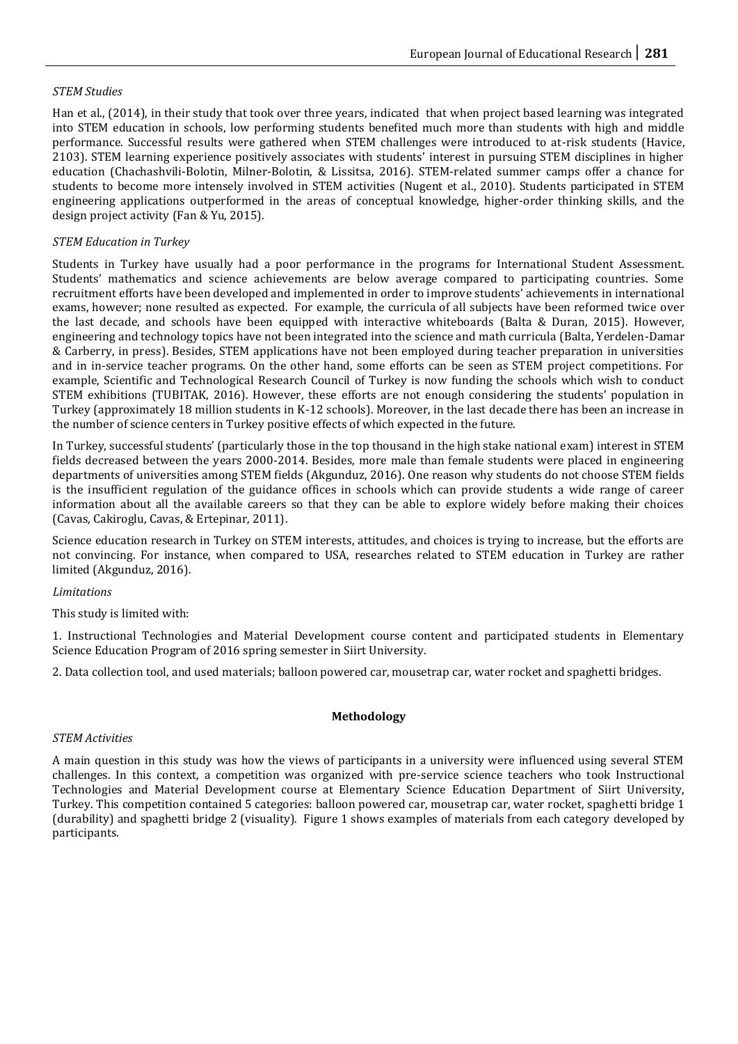*STEM Studies*

Han et al., (2014), in their study that took over three years, indicated that when project based learning was integrated into STEM education in schools, low performing students benefited much more than students with high and middle performance. Successful results were gathered when STEM challenges were introduced to at-risk students (Havice, 2103). STEM learning experience positively associates with students' interest in pursuing STEM disciplines in higher education (Chachashvili-Bolotin, Milner-Bolotin, & Lissitsa, 2016). STEM-related summer camps offer a chance for students to become more intensely involved in STEM activities (Nugent et al., 2010). Students participated in STEM engineering applications outperformed in the areas of conceptual knowledge, higher-order thinking skills, and the design project activity (Fan & Yu, 2015).

*STEM Education in Turkey*

Students in Turkey have usually had a poor performance in the programs for International Student Assessment. Students' mathematics and science achievements are below average compared to participating countries. Some recruitment efforts have been developed and implemented in order to improve students' achievements in international exams, however; none resulted as expected. For example, the curricula of all subjects have been reformed twice over the last decade, and schools have been equipped with interactive whiteboards (Balta & Duran, 2015). However, engineering and technology topics have not been integrated into the science and math curricula (Balta, Yerdelen-Damar & Carberry, in press). Besides, STEM applications have not been employed during teacher preparation in universities and in in-service teacher programs. On the other hand, some efforts can be seen as STEM project competitions. For example, Scientific and Technological Research Council of Turkey is now funding the schools which wish to conduct STEM exhibitions (TUBITAK, 2016). However, these efforts are not enough considering the students' population in Turkey (approximately 18 million students in K-12 schools). Moreover, in the last decade there has been an increase in the number of science centers in Turkey positive effects of which expected in the future.

In Turkey, successful students' (particularly those in the top thousand in the high stake national exam) interest in STEM fields decreased between the years 2000-2014. Besides, more male than female students were placed in engineering departments of universities among STEM fields (Akgunduz, 2016). One reason why students do not choose STEM fields is the insufficient regulation of the guidance offices in schools which can provide students a wide range of career information about all the available careers so that they can be able to explore widely before making their choices (Cavas, Cakiroglu, Cavas, & Ertepinar, 2011).

Science education research in Turkey on STEM interests, attitudes, and choices is trying to increase, but the efforts are not convincing. For instance, when compared to USA, researches related to STEM education in Turkey are rather limited (Akgunduz, 2016).

*Limitations*

This study is limited with:

1. Instructional Technologies and Material Development course content and participated students in Elementary Science Education Program of 2016 spring semester in Siirt University.

2. Data collection tool, and used materials; balloon powered car, mousetrap car, water rocket and spaghetti bridges.

## Methodology

*STEM Activities*

A main question in this study was how the views of participants in a university were influenced using several STEM challenges. In this context, a competition was organized with pre-service science teachers who took Instructional Technologies and Material Development course at Elementary Science Education Department of Siirt University, Turkey. This competition contained 5 categories: balloon powered car, mousetrap car, water rocket, spaghetti bridge 1 (durability) and spaghetti bridge 2 (visuality). Figure 1 shows examples of materials from each category developed by participants.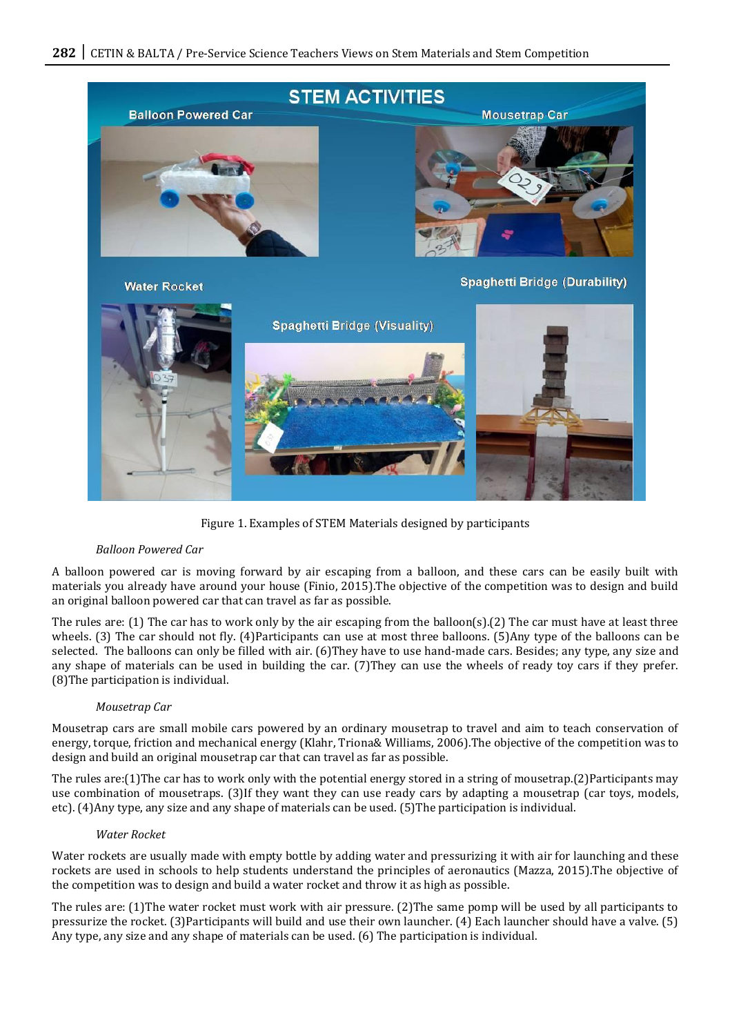Figure 1. Examples of STEM Materials designed by participants

*Balloon Powered Car*

A balloon powered car is moving forward by air escaping from a balloon, and these cars can be easily built with materials you already have around your house (Finio, 2015).The objective of the competition was to design and build an original balloon powered car that can travel as far as possible.

The rules are: (1) The car has to work only by the air escaping from the balloon(s).(2) The car must have at least three wheels. (3) The car should not fly. (4)Participants can use at most three balloons. (5)Any type of the balloons can be selected. The balloons can only be filled with air. (6)They have to use hand-made cars. Besides; any type, any size and any shape of materials can be used in building the car. (7)They can use the wheels of ready toy cars if they prefer. (8)The participation is individual.

*Mousetrap Car*

Mousetrap cars are small mobile cars powered by an ordinary mousetrap to travel and aim to teach conservation of energy, torque, friction and mechanical energy (Klahr, Triona& Williams, 2006).The objective of the competition was to design and build an original mousetrap car that can travel as far as possible.

The rules are:(1)The car has to work only with the potential energy stored in a string of mousetrap.(2)Participants may use combination of mousetraps. (3)If they want they can use ready cars by adapting a mousetrap (car toys, models, etc). (4)Any type, any size and any shape of materials can be used. (5)The participation is individual.

*Water Rocket*

Water rockets are usually made with empty bottle by adding water and pressurizing it with air for launching and these rockets are used in schools to help students understand the principles of aeronautics (Mazza, 2015).The objective of the competition was to design and build a water rocket and throw it as high as possible.

The rules are: (1)The water rocket must work with air pressure. (2)The same pomp will be used by all participants to pressurize the rocket. (3)Participants will build and use their own launcher. (4) Each launcher should have a valve. (5) Any type, any size and any shape of materials can be used. (6) The participation is individual.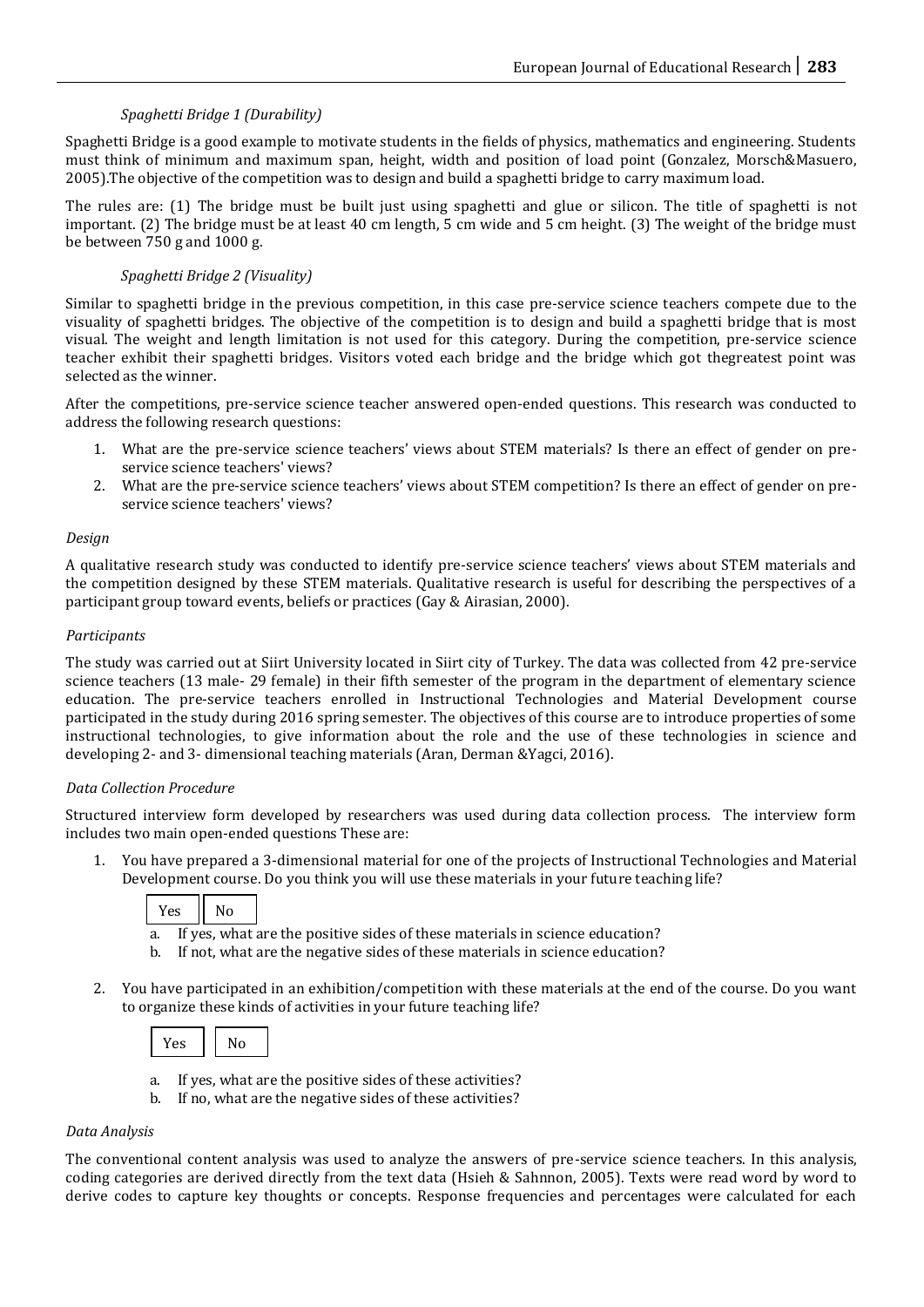*Spaghetti Bridge 1 (Durability)*

Spaghetti Bridge is a good example to motivate students in the fields of physics, mathematics and engineering. Students must think of minimum and maximum span, height, width and position of load point (Gonzalez, Morsch&Masuero, 2005).The objective of the competition was to design and build a spaghetti bridge to carry maximum load.

The rules are: (1) The bridge must be built just using spaghetti and glue or silicon. The title of spaghetti is not important. (2) The bridge must be at least 40 cm length, 5 cm wide and 5 cm height. (3) The weight of the bridge must be between 750 g and 1000 g.

*Spaghetti Bridge 2 (Visuality)*

Similar to spaghetti bridge in the previous competition, in this case pre-service science teachers compete due to the visuality of spaghetti bridges. The objective of the competition is to design and build a spaghetti bridge that is most visual. The weight and length limitation is not used for this category. During the competition, pre-service science teacher exhibit their spaghetti bridges. Visitors voted each bridge and the bridge which got thegreatest point was selected as the winner.

After the competitions, pre-service science teacher answered open-ended questions. This research was conducted to address the following research questions:

1. What are the pre-service science teachers' views about STEM materials? Is there an effect of gender on pre-service science teachers' views?
2. What are the pre-service science teachers' views about STEM competition? Is there an effect of gender on pre-service science teachers' views?

*Design*

A qualitative research study was conducted to identify pre-service science teachers' views about STEM materials and the competition designed by these STEM materials. Qualitative research is useful for describing the perspectives of a participant group toward events, beliefs or practices (Gay & Airasian, 2000).

*Participants*

The study was carried out at Siirt University located in Siirt city of Turkey. The data was collected from 42 pre-service science teachers (13 male- 29 female) in their fifth semester of the program in the department of elementary science education. The pre-service teachers enrolled in Instructional Technologies and Material Development course participated in the study during 2016 spring semester. The objectives of this course are to introduce properties of some instructional technologies, to give information about the role and the use of these technologies in science and developing 2- and 3- dimensional teaching materials (Aran, Derman &Yagci, 2016).

*Data Collection Procedure*

Structured interview form developed by researchers was used during data collection process. The interview form includes two main open-ended questions These are:

1. You have prepared a 3-dimensional material for one of the projects of Instructional Technologies and Material Development course. Do you think you will use these materials in your future teaching life?

   | Yes | No |
   
   a. If yes, what are the positive sides of these materials in science education?
   b. If not, what are the negative sides of these materials in science education?

2. You have participated in an exhibition/competition with these materials at the end of the course. Do you want to organize these kinds of activities in your future teaching life?

   | Yes | No |

   a. If yes, what are the positive sides of these activities?
   b. If no, what are the negative sides of these activities?

*Data Analysis*

The conventional content analysis was used to analyze the answers of pre-service science teachers. In this analysis, coding categories are derived directly from the text data (Hsieh & Sahnnon, 2005). Texts were read word by word to derive codes to capture key thoughts or concepts. Response frequencies and percentages were calculated for each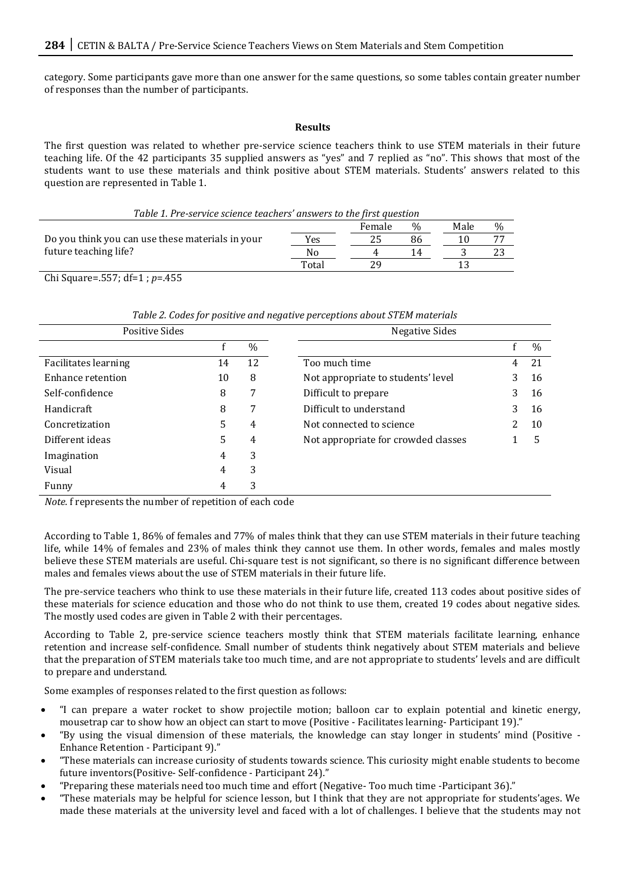category. Some participants gave more than one answer for the same questions, so some tables contain greater number of responses than the number of participants.

## Results

The first question was related to whether pre-service science teachers think to use STEM materials in their future teaching life. Of the 42 participants 35 supplied answers as "yes" and 7 replied as "no". This shows that most of the students want to use these materials and think positive about STEM materials. Students' answers related to this question are represented in Table 1.

*Table 1. Pre-service science teachers' answers to the first question*

| | | Female | % | Male | % |
|---|---|---|---|---|---|
| Do you think you can use these materials in your future teaching life? | Yes | 25 | 86 | 10 | 77 |
| | No | 4 | 14 | 3 | 23 |
| | Total | 29 | | 13 | |

Chi Square=.557; df=1 ; $p$=.455

*Table 2. Codes for positive and negative perceptions about STEM materials*

| Positive Sides | | | Negative Sides | | |
|---|---|---|---|---|---|
| | f | % | | f | % |
| Facilitates learning | 14 | 12 | Too much time | 4 | 21 |
| Enhance retention | 10 | 8 | Not appropriate to students' level | 3 | 16 |
| Self-confidence | 8 | 7 | Difficult to prepare | 3 | 16 |
| Handicraft | 8 | 7 | Difficult to understand | 3 | 16 |
| Concretization | 5 | 4 | Not connected to science | 2 | 10 |
| Different ideas | 5 | 4 | Not appropriate for crowded classes | 1 | 5 |
| Imagination | 4 | 3 | | | |
| Visual | 4 | 3 | | | |
| Funny | 4 | 3 | | | |

*Note.* f represents the number of repetition of each code

According to Table 1, 86% of females and 77% of males think that they can use STEM materials in their future teaching life, while 14% of females and 23% of males think they cannot use them. In other words, females and males mostly believe these STEM materials are useful. Chi-square test is not significant, so there is no significant difference between males and females views about the use of STEM materials in their future life.

The pre-service teachers who think to use these materials in their future life, created 113 codes about positive sides of these materials for science education and those who do not think to use them, created 19 codes about negative sides. The mostly used codes are given in Table 2 with their percentages.

According to Table 2, pre-service science teachers mostly think that STEM materials facilitate learning, enhance retention and increase self-confidence. Small number of students think negatively about STEM materials and believe that the preparation of STEM materials take too much time, and are not appropriate to students' levels and are difficult to prepare and understand.

Some examples of responses related to the first question as follows:

- "I can prepare a water rocket to show projectile motion; balloon car to explain potential and kinetic energy, mousetrap car to show how an object can start to move (Positive - Facilitates learning- Participant 19)."
- "By using the visual dimension of these materials, the knowledge can stay longer in students' mind (Positive - Enhance Retention - Participant 9)."
- "These materials can increase curiosity of students towards science. This curiosity might enable students to become future inventors(Positive- Self-confidence - Participant 24)."
- "Preparing these materials need too much time and effort (Negative- Too much time -Participant 36)."
- "These materials may be helpful for science lesson, but I think that they are not appropriate for students'ages. We made these materials at the university level and faced with a lot of challenges. I believe that the students may not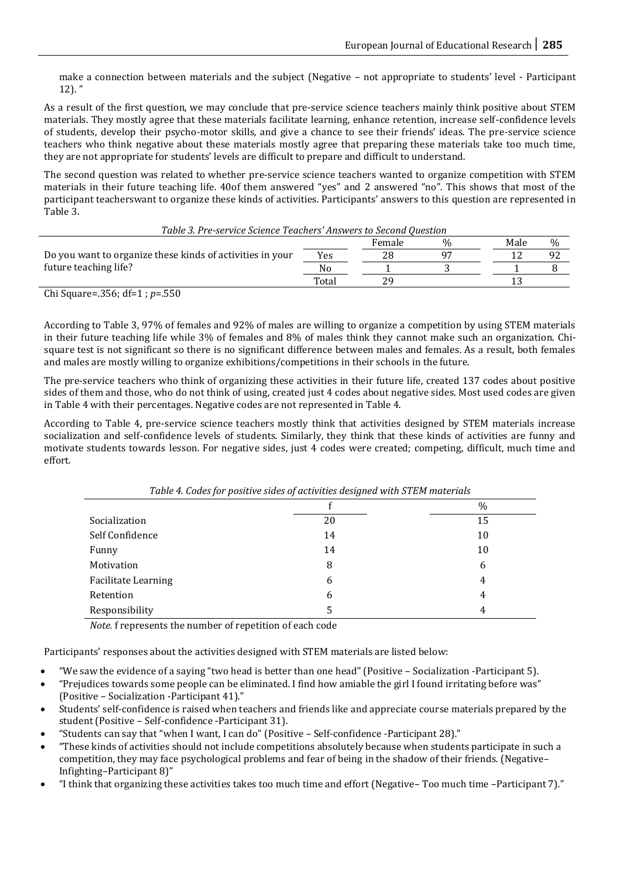make a connection between materials and the subject (Negative – not appropriate to students' level - Participant 12). "

As a result of the first question, we may conclude that pre-service science teachers mainly think positive about STEM materials. They mostly agree that these materials facilitate learning, enhance retention, increase self-confidence levels of students, develop their psycho-motor skills, and give a chance to see their friends' ideas. The pre-service science teachers who think negative about these materials mostly agree that preparing these materials take too much time, they are not appropriate for students' levels are difficult to prepare and difficult to understand.

The second question was related to whether pre-service science teachers wanted to organize competition with STEM materials in their future teaching life. 40of them answered "yes" and 2 answered "no". This shows that most of the participant teacherswant to organize these kinds of activities. Participants' answers to this question are represented in Table 3.

*Table 3. Pre-service Science Teachers' Answers to Second Question*

| | | Female | % | Male | % |
|---|---|---|---|---|---|
| Do you want to organize these kinds of activities in your future teaching life? | Yes | 28 | 97 | 12 | 92 |
| | No | 1 | 3 | 1 | 8 |
| | Total | 29 | | 13 | |

Chi Square=.356; df=1 ; *p*=.550

According to Table 3, 97% of females and 92% of males are willing to organize a competition by using STEM materials in their future teaching life while 3% of females and 8% of males think they cannot make such an organization. Chi-square test is not significant so there is no significant difference between males and females. As a result, both females and males are mostly willing to organize exhibitions/competitions in their schools in the future.

The pre-service teachers who think of organizing these activities in their future life, created 137 codes about positive sides of them and those, who do not think of using, created just 4 codes about negative sides. Most used codes are given in Table 4 with their percentages. Negative codes are not represented in Table 4.

According to Table 4, pre-service science teachers mostly think that activities designed by STEM materials increase socialization and self-confidence levels of students. Similarly, they think that these kinds of activities are funny and motivate students towards lesson. For negative sides, just 4 codes were created; competing, difficult, much time and effort.

*Table 4. Codes for positive sides of activities designed with STEM materials*

| | f | % |
|---|---|---|
| Socialization | 20 | 15 |
| Self Confidence | 14 | 10 |
| Funny | 14 | 10 |
| Motivation | 8 | 6 |
| Facilitate Learning | 6 | 4 |
| Retention | 6 | 4 |
| Responsibility | 5 | 4 |

*Note.* f represents the number of repetition of each code

Participants' responses about the activities designed with STEM materials are listed below:

- "We saw the evidence of a saying "two head is better than one head" (Positive – Socialization -Participant 5).
- "Prejudices towards some people can be eliminated. I find how amiable the girl I found irritating before was" (Positive – Socialization -Participant 41)."
- Students' self-confidence is raised when teachers and friends like and appreciate course materials prepared by the student (Positive – Self-confidence -Participant 31).
- "Students can say that "when I want, I can do" (Positive – Self-confidence -Participant 28)."
- "These kinds of activities should not include competitions absolutely because when students participate in such a competition, they may face psychological problems and fear of being in the shadow of their friends. (Negative– Infighting–Participant 8)"
- "I think that organizing these activities takes too much time and effort (Negative– Too much time –Participant 7)."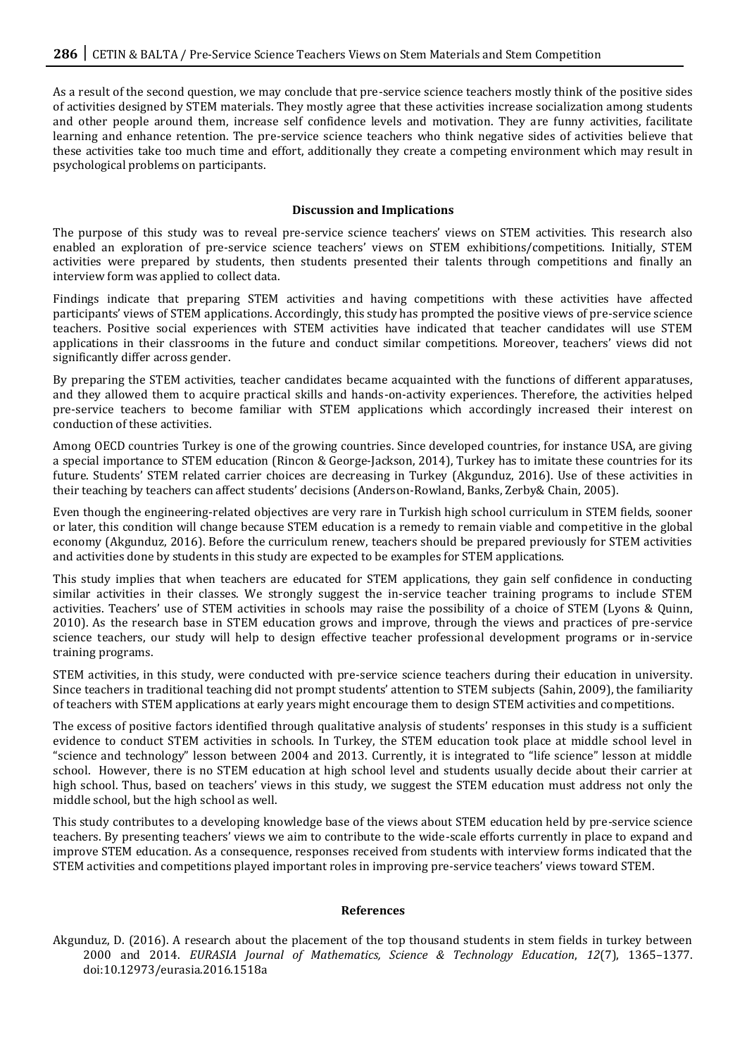As a result of the second question, we may conclude that pre-service science teachers mostly think of the positive sides of activities designed by STEM materials. They mostly agree that these activities increase socialization among students and other people around them, increase self confidence levels and motivation. They are funny activities, facilitate learning and enhance retention. The pre-service science teachers who think negative sides of activities believe that these activities take too much time and effort, additionally they create a competing environment which may result in psychological problems on participants.

## Discussion and Implications

The purpose of this study was to reveal pre-service science teachers' views on STEM activities. This research also enabled an exploration of pre-service science teachers' views on STEM exhibitions/competitions. Initially, STEM activities were prepared by students, then students presented their talents through competitions and finally an interview form was applied to collect data.

Findings indicate that preparing STEM activities and having competitions with these activities have affected participants' views of STEM applications. Accordingly, this study has prompted the positive views of pre-service science teachers. Positive social experiences with STEM activities have indicated that teacher candidates will use STEM applications in their classrooms in the future and conduct similar competitions. Moreover, teachers' views did not significantly differ across gender.

By preparing the STEM activities, teacher candidates became acquainted with the functions of different apparatuses, and they allowed them to acquire practical skills and hands-on-activity experiences. Therefore, the activities helped pre-service teachers to become familiar with STEM applications which accordingly increased their interest on conduction of these activities.

Among OECD countries Turkey is one of the growing countries. Since developed countries, for instance USA, are giving a special importance to STEM education (Rincon & George-Jackson, 2014), Turkey has to imitate these countries for its future. Students' STEM related carrier choices are decreasing in Turkey (Akgunduz, 2016). Use of these activities in their teaching by teachers can affect students' decisions (Anderson-Rowland, Banks, Zerby& Chain, 2005).

Even though the engineering-related objectives are very rare in Turkish high school curriculum in STEM fields, sooner or later, this condition will change because STEM education is a remedy to remain viable and competitive in the global economy (Akgunduz, 2016). Before the curriculum renew, teachers should be prepared previously for STEM activities and activities done by students in this study are expected to be examples for STEM applications.

This study implies that when teachers are educated for STEM applications, they gain self confidence in conducting similar activities in their classes. We strongly suggest the in-service teacher training programs to include STEM activities. Teachers' use of STEM activities in schools may raise the possibility of a choice of STEM (Lyons & Quinn, 2010). As the research base in STEM education grows and improve, through the views and practices of pre-service science teachers, our study will help to design effective teacher professional development programs or in-service training programs.

STEM activities, in this study, were conducted with pre-service science teachers during their education in university. Since teachers in traditional teaching did not prompt students' attention to STEM subjects (Sahin, 2009), the familiarity of teachers with STEM applications at early years might encourage them to design STEM activities and competitions.

The excess of positive factors identified through qualitative analysis of students' responses in this study is a sufficient evidence to conduct STEM activities in schools. In Turkey, the STEM education took place at middle school level in "science and technology" lesson between 2004 and 2013. Currently, it is integrated to "life science" lesson at middle school. However, there is no STEM education at high school level and students usually decide about their carrier at high school. Thus, based on teachers' views in this study, we suggest the STEM education must address not only the middle school, but the high school as well.

This study contributes to a developing knowledge base of the views about STEM education held by pre-service science teachers. By presenting teachers' views we aim to contribute to the wide-scale efforts currently in place to expand and improve STEM education. As a consequence, responses received from students with interview forms indicated that the STEM activities and competitions played important roles in improving pre-service teachers' views toward STEM.

## References

Akgunduz, D. (2016). A research about the placement of the top thousand students in stem fields in turkey between 2000 and 2014. *EURASIA Journal of Mathematics, Science & Technology Education*, *12*(7), 1365–1377. doi:10.12973/eurasia.2016.1518a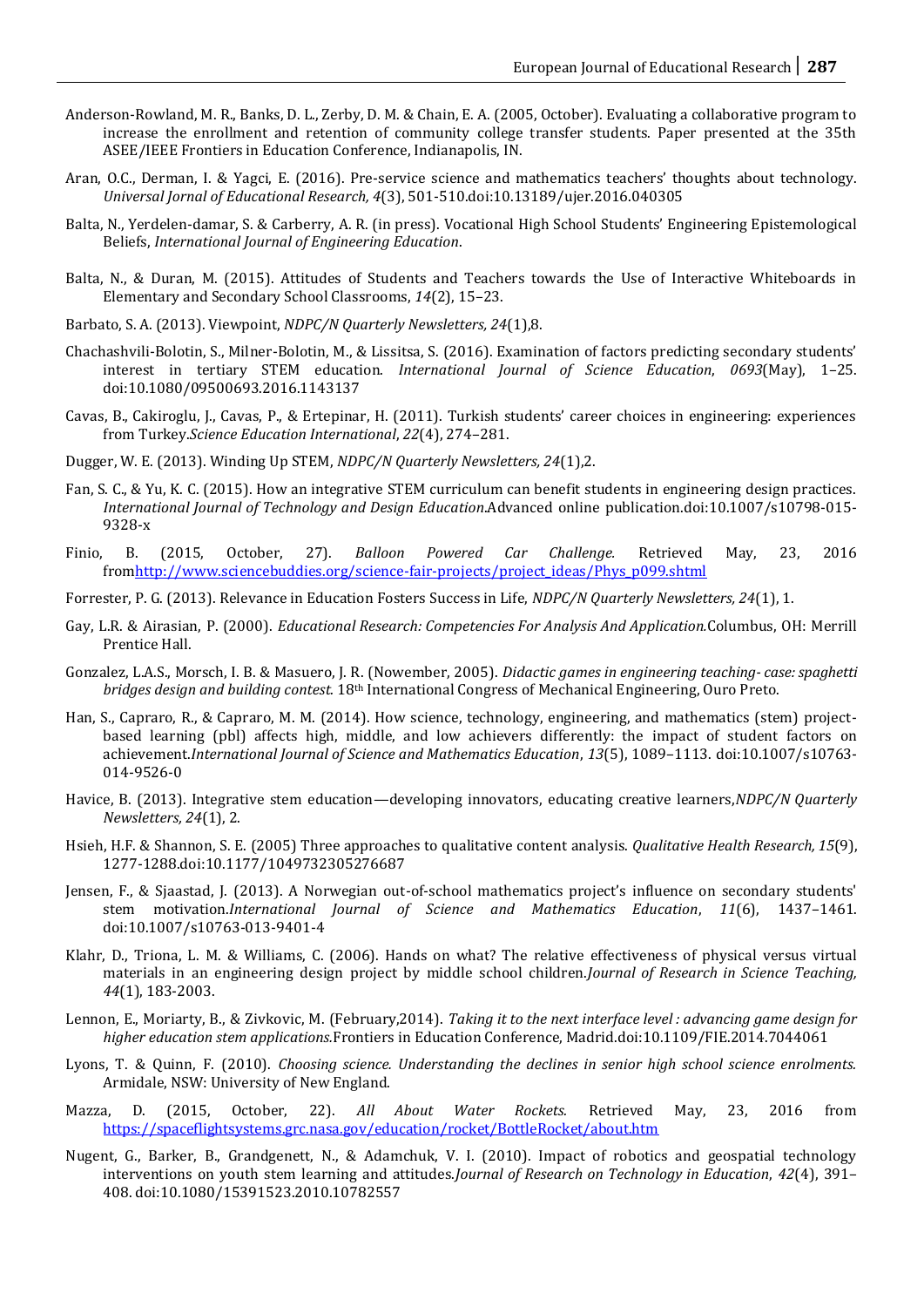Anderson-Rowland, M. R., Banks, D. L., Zerby, D. M. & Chain, E. A. (2005, October). Evaluating a collaborative program to increase the enrollment and retention of community college transfer students. Paper presented at the 35th ASEE/IEEE Frontiers in Education Conference, Indianapolis, IN.

Aran, O.C., Derman, I. & Yagci, E. (2016). Pre-service science and mathematics teachers' thoughts about technology. *Universal Jornal of Educational Research, 4*(3), 501-510.doi:10.13189/ujer.2016.040305

Balta, N., Yerdelen-damar, S. & Carberry, A. R. (in press). Vocational High School Students' Engineering Epistemological Beliefs, *International Journal of Engineering Education*.

Balta, N., & Duran, M. (2015). Attitudes of Students and Teachers towards the Use of Interactive Whiteboards in Elementary and Secondary School Classrooms, *14*(2), 15–23.

Barbato, S. A. (2013). Viewpoint, *NDPC/N Quarterly Newsletters, 24*(1),8.

Chachashvili-Bolotin, S., Milner-Bolotin, M., & Lissitsa, S. (2016). Examination of factors predicting secondary students' interest in tertiary STEM education. *International Journal of Science Education*, *0693*(May), 1–25. doi:10.1080/09500693.2016.1143137

Cavas, B., Cakiroglu, J., Cavas, P., & Ertepinar, H. (2011). Turkish students' career choices in engineering: experiences from Turkey.*Science Education International*, *22*(4), 274–281.

Dugger, W. E. (2013). Winding Up STEM, *NDPC/N Quarterly Newsletters, 24*(1),2.

Fan, S. C., & Yu, K. C. (2015). How an integrative STEM curriculum can benefit students in engineering design practices. *International Journal of Technology and Design Education*.Advanced online publication.doi:10.1007/s10798-015-9328-x

Finio, B. (2015, October, 27). *Balloon Powered Car Challenge.* Retrieved May, 23, 2016 fromhttp://www.sciencebuddies.org/science-fair-projects/project_ideas/Phys_p099.shtml

Forrester, P. G. (2013). Relevance in Education Fosters Success in Life, *NDPC/N Quarterly Newsletters, 24*(1), 1.

Gay, L.R. & Airasian, P. (2000). *Educational Research: Competencies For Analysis And Application.*Columbus, OH: Merrill Prentice Hall.

Gonzalez, L.A.S., Morsch, I. B. & Masuero, J. R. (Nowember, 2005). *Didactic games in engineering teaching- case: spaghetti bridges design and building contest.* 18th International Congress of Mechanical Engineering, Ouro Preto.

Han, S., Capraro, R., & Capraro, M. M. (2014). How science, technology, engineering, and mathematics (stem) project-based learning (pbl) affects high, middle, and low achievers differently: the impact of student factors on achievement.*International Journal of Science and Mathematics Education*, *13*(5), 1089–1113. doi:10.1007/s10763-014-9526-0

Havice, B. (2013). Integrative stem education—developing innovators, educating creative learners,*NDPC/N Quarterly Newsletters, 24*(1), 2.

Hsieh, H.F. & Shannon, S. E. (2005) Three approaches to qualitative content analysis. *Qualitative Health Research, 15*(9), 1277-1288.doi:10.1177/1049732305276687

Jensen, F., & Sjaastad, J. (2013). A Norwegian out-of-school mathematics project's influence on secondary students' stem motivation.*International Journal of Science and Mathematics Education*, *11*(6), 1437–1461. doi:10.1007/s10763-013-9401-4

Klahr, D., Triona, L. M. & Williams, C. (2006). Hands on what? The relative effectiveness of physical versus virtual materials in an engineering design project by middle school children.*Journal of Research in Science Teaching, 44*(1), 183-2003.

Lennon, E., Moriarty, B., & Zivkovic, M. (February,2014). *Taking it to the next interface level : advancing game design for higher education stem applications.*Frontiers in Education Conference, Madrid.doi:10.1109/FIE.2014.7044061

Lyons, T. & Quinn, F. (2010). *Choosing science. Understanding the declines in senior high school science enrolments.* Armidale, NSW: University of New England.

Mazza, D. (2015, October, 22). *All About Water Rockets.* Retrieved May, 23, 2016 from https://spaceflightsystems.grc.nasa.gov/education/rocket/BottleRocket/about.htm

Nugent, G., Barker, B., Grandgenett, N., & Adamchuk, V. I. (2010). Impact of robotics and geospatial technology interventions on youth stem learning and attitudes.*Journal of Research on Technology in Education*, *42*(4), 391–408. doi:10.1080/15391523.2010.10782557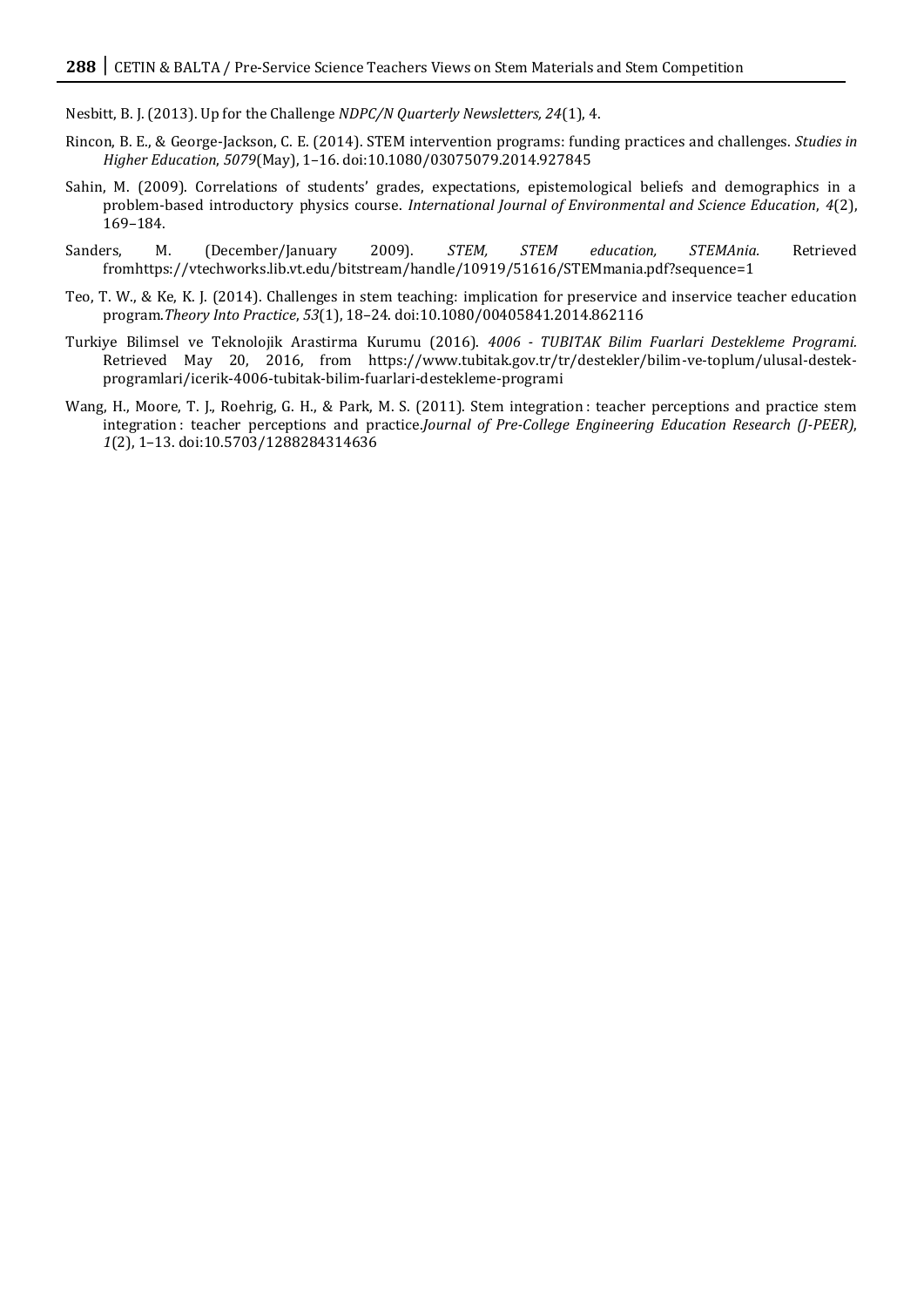Nesbitt, B. J. (2013). Up for the Challenge *NDPC/N Quarterly Newsletters, 24*(1), 4.

Rincon, B. E., & George-Jackson, C. E. (2014). STEM intervention programs: funding practices and challenges. *Studies in Higher Education*, *5079*(May), 1–16. doi:10.1080/03075079.2014.927845

Sahin, M. (2009). Correlations of students' grades, expectations, epistemological beliefs and demographics in a problem-based introductory physics course. *International Journal of Environmental and Science Education*, *4*(2), 169–184.

Sanders, M. (December/January 2009). *STEM, STEM education, STEMAnia.* Retrieved fromhttps://vtechworks.lib.vt.edu/bitstream/handle/10919/51616/STEMmania.pdf?sequence=1

Teo, T. W., & Ke, K. J. (2014). Challenges in stem teaching: implication for preservice and inservice teacher education program.*Theory Into Practice*, *53*(1), 18–24. doi:10.1080/00405841.2014.862116

Turkiye Bilimsel ve Teknolojik Arastirma Kurumu (2016). *4006 - TUBITAK Bilim Fuarlari Destekleme Programi.* Retrieved May 20, 2016, from https://www.tubitak.gov.tr/tr/destekler/bilim-ve-toplum/ulusal-destek-programlari/icerik-4006-tubitak-bilim-fuarlari-destekleme-programi

Wang, H., Moore, T. J., Roehrig, G. H., & Park, M. S. (2011). Stem integration : teacher perceptions and practice stem integration : teacher perceptions and practice.*Journal of Pre-College Engineering Education Research (J-PEER)*, *1*(2), 1–13. doi:10.5703/1288284314636